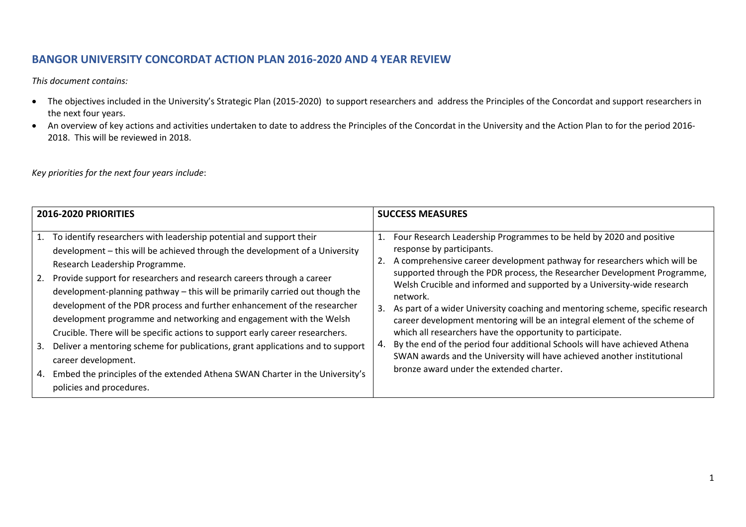# BANGOR UNIVERSITY CONCORDAT ACTION PLAN 2016-2020 AND 4 YEAR REVIEW

*This document contains:*

- The objectives included in the University's Strategic Plan (2015-2020) to support researchers and address the Principles of the Concordat and support researchers in the next four years.
- An overview of key actions and activities undertaken to date to address the Principles of the Concordat in the University and the Action Plan to for the period 2016-2018. This will be reviewed in 2018.

*Key priorities for the next four years include*:

| 2016-2020 PRIORITIES | SUCCESS MEASURES |
|---|---|
| 1. To identify researchers with leadership potential and support their development – this will be achieved through the development of a University Research Leadership Programme.<br>2. Provide support for researchers and research careers through a career development-planning pathway – this will be primarily carried out though the development of the PDR process and further enhancement of the researcher development programme and networking and engagement with the Welsh Crucible. There will be specific actions to support early career researchers.<br>3. Deliver a mentoring scheme for publications, grant applications and to support career development.<br>4. Embed the principles of the extended Athena SWAN Charter in the University's policies and procedures. | 1. Four Research Leadership Programmes to be held by 2020 and positive response by participants.<br>2. A comprehensive career development pathway for researchers which will be supported through the PDR process, the Researcher Development Programme, Welsh Crucible and informed and supported by a University-wide research network.<br>3. As part of a wider University coaching and mentoring scheme, specific research career development mentoring will be an integral element of the scheme of which all researchers have the opportunity to participate.<br>4. By the end of the period four additional Schools will have achieved Athena SWAN awards and the University will have achieved another institutional bronze award under the extended charter. |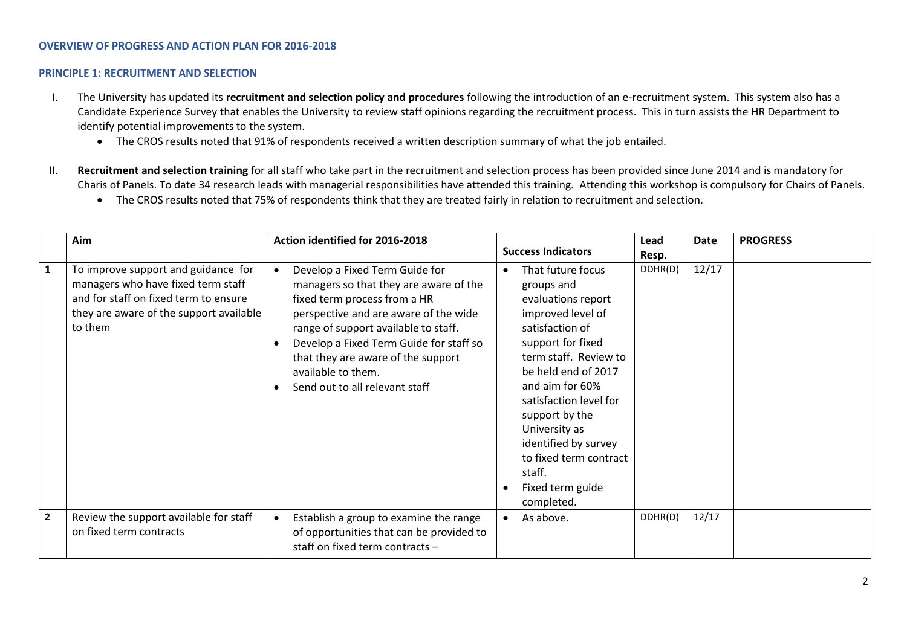### OVERVIEW OF PROGRESS AND ACTION PLAN FOR 2016-2018

### PRINCIPLE 1: RECRUITMENT AND SELECTION

I. The University has updated its **recruitment and selection policy and procedures** following the introduction of an e-recruitment system. This system also has a Candidate Experience Survey that enables the University to review staff opinions regarding the recruitment process. This in turn assists the HR Department to identify potential improvements to the system.
   - The CROS results noted that 91% of respondents received a written description summary of what the job entailed.

II. **Recruitment and selection training** for all staff who take part in the recruitment and selection process has been provided since June 2014 and is mandatory for Charis of Panels. To date 34 research leads with managerial responsibilities have attended this training. Attending this workshop is compulsory for Chairs of Panels.
   - The CROS results noted that 75% of respondents think that they are treated fairly in relation to recruitment and selection.

| | Aim | Action identified for 2016-2018 | Success Indicators | Lead Resp. | Date | PROGRESS |
|---|---|---|---|---|---|---|
| **1** | To improve support and guidance for managers who have fixed term staff and for staff on fixed term to ensure they are aware of the support available to them | • Develop a Fixed Term Guide for managers so that they are aware of the fixed term process from a HR perspective and are aware of the wide range of support available to staff.<br>• Develop a Fixed Term Guide for staff so that they are aware of the support available to them.<br>• Send out to all relevant staff | • That future focus groups and evaluations report improved level of satisfaction of support for fixed term staff. Review to be held end of 2017 and aim for 60% satisfaction level for support by the University as identified by survey to fixed term contract staff.<br>• Fixed term guide completed. | DDHR(D) | 12/17 | |
| **2** | Review the support available for staff on fixed term contracts | • Establish a group to examine the range of opportunities that can be provided to staff on fixed term contracts – | • As above. | DDHR(D) | 12/17 | |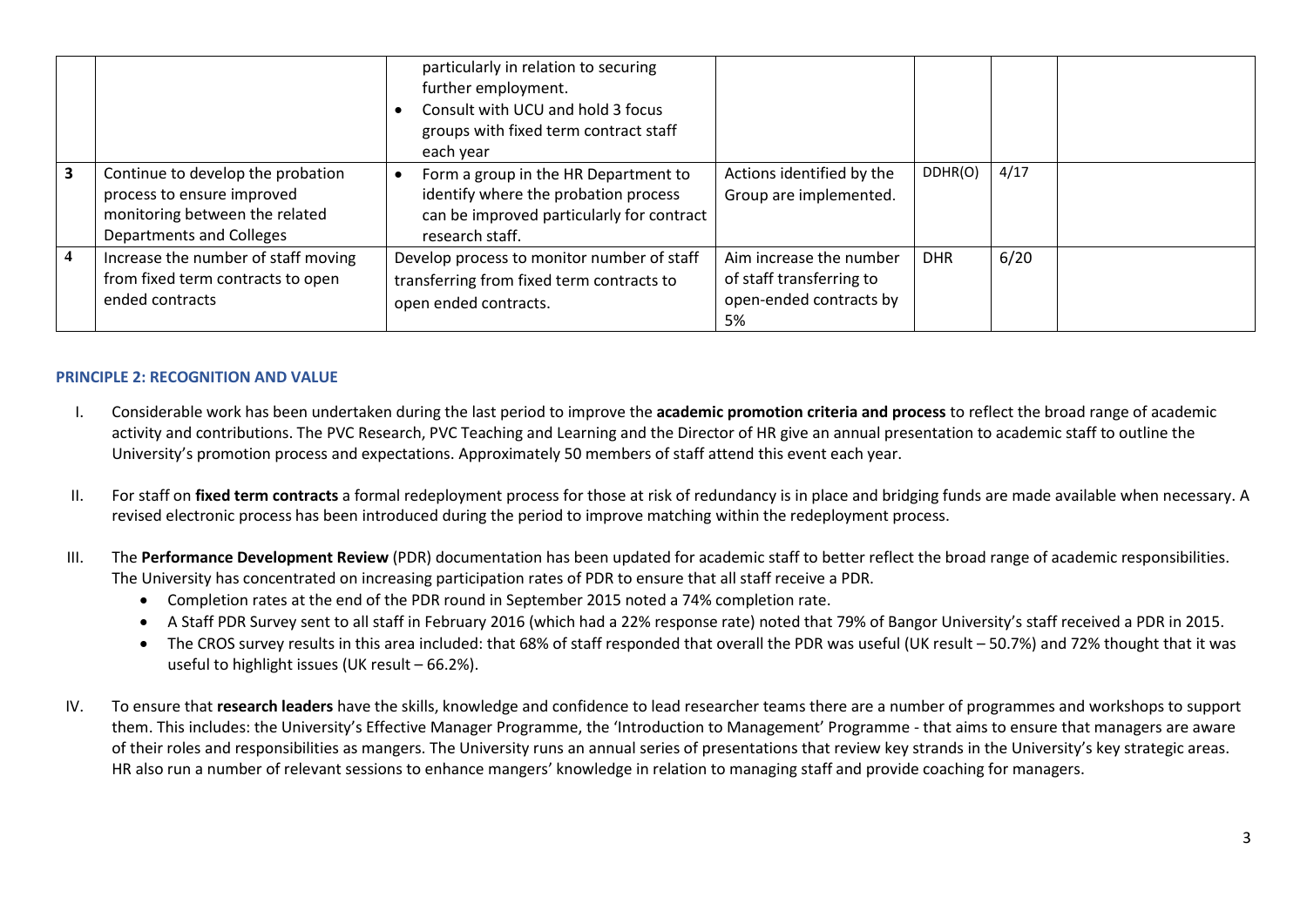| | | | | | | |
|---|---|---|---|---|---|---|
| | | particularly in relation to securing further employment.<br>• Consult with UCU and hold 3 focus groups with fixed term contract staff each year | | | | |
| **3** | Continue to develop the probation process to ensure improved monitoring between the related Departments and Colleges | • Form a group in the HR Department to identify where the probation process can be improved particularly for contract research staff. | Actions identified by the Group are implemented. | DDHR(O) | 4/17 | |
| **4** | Increase the number of staff moving from fixed term contracts to open ended contracts | Develop process to monitor number of staff transferring from fixed term contracts to open ended contracts. | Aim increase the number of staff transferring to open-ended contracts by 5% | DHR | 6/20 | |

### PRINCIPLE 2: RECOGNITION AND VALUE

I. Considerable work has been undertaken during the last period to improve the **academic promotion criteria and process** to reflect the broad range of academic activity and contributions. The PVC Research, PVC Teaching and Learning and the Director of HR give an annual presentation to academic staff to outline the University's promotion process and expectations. Approximately 50 members of staff attend this event each year.

II. For staff on **fixed term contracts** a formal redeployment process for those at risk of redundancy is in place and bridging funds are made available when necessary. A revised electronic process has been introduced during the period to improve matching within the redeployment process.

III. The **Performance Development Review** (PDR) documentation has been updated for academic staff to better reflect the broad range of academic responsibilities. The University has concentrated on increasing participation rates of PDR to ensure that all staff receive a PDR.
- Completion rates at the end of the PDR round in September 2015 noted a 74% completion rate.
- A Staff PDR Survey sent to all staff in February 2016 (which had a 22% response rate) noted that 79% of Bangor University's staff received a PDR in 2015.
- The CROS survey results in this area included: that 68% of staff responded that overall the PDR was useful (UK result – 50.7%) and 72% thought that it was useful to highlight issues (UK result – 66.2%).

IV. To ensure that **research leaders** have the skills, knowledge and confidence to lead researcher teams there are a number of programmes and workshops to support them. This includes: the University's Effective Manager Programme, the 'Introduction to Management' Programme - that aims to ensure that managers are aware of their roles and responsibilities as mangers. The University runs an annual series of presentations that review key strands in the University's key strategic areas. HR also run a number of relevant sessions to enhance mangers' knowledge in relation to managing staff and provide coaching for managers.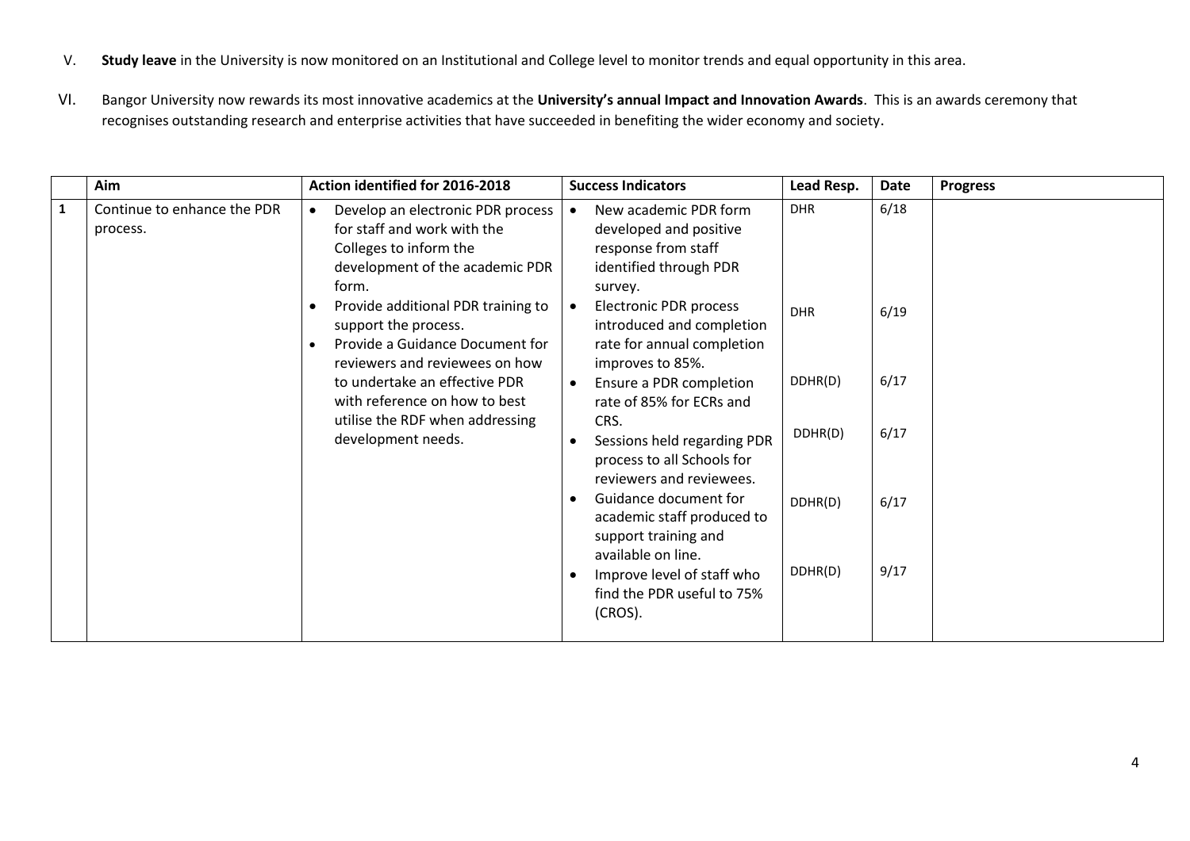V. **Study leave** in the University is now monitored on an Institutional and College level to monitor trends and equal opportunity in this area.

VI. Bangor University now rewards its most innovative academics at the **University's annual Impact and Innovation Awards**. This is an awards ceremony that recognises outstanding research and enterprise activities that have succeeded in benefiting the wider economy and society.

| | Aim | Action identified for 2016-2018 | Success Indicators | Lead Resp. | Date | Progress |
|---|---|---|---|---|---|---|
| 1 | Continue to enhance the PDR process. | • Develop an electronic PDR process for staff and work with the Colleges to inform the development of the academic PDR form.<br>• Provide additional PDR training to support the process.<br>• Provide a Guidance Document for reviewers and reviewees on how to undertake an effective PDR with reference on how to best utilise the RDF when addressing development needs. | • New academic PDR form developed and positive response from staff identified through PDR survey.<br>• Electronic PDR process introduced and completion rate for annual completion improves to 85%.<br>• Ensure a PDR completion rate of 85% for ECRs and CRS.<br>• Sessions held regarding PDR process to all Schools for reviewers and reviewees.<br>• Guidance document for academic staff produced to support training and available on line.<br>• Improve level of staff who find the PDR useful to 75% (CROS). | DHR<br>DHR<br>DDHR(D)<br>DDHR(D)<br>DDHR(D)<br>DDHR(D) | 6/18<br>6/19<br>6/17<br>6/17<br>6/17<br>9/17 | |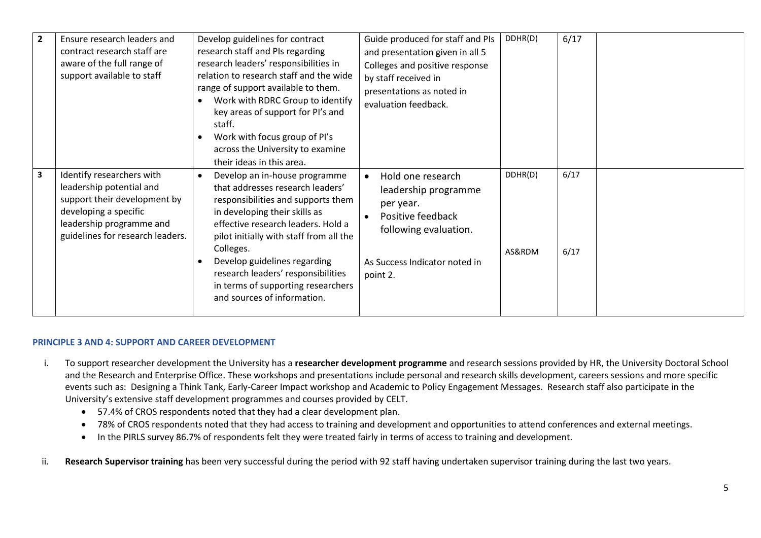| | | | | | | |
|---|---|---|---|---|---|---|
| **2** | Ensure research leaders and contract research staff are aware of the full range of support available to staff | Develop guidelines for contract research staff and PIs regarding research leaders' responsibilities in relation to research staff and the wide range of support available to them.<br>• Work with RDRC Group to identify key areas of support for PI's and staff.<br>• Work with focus group of PI's across the University to examine their ideas in this area. | Guide produced for staff and PIs and presentation given in all 5 Colleges and positive response by staff received in presentations as noted in evaluation feedback. | DDHR(D) | 6/17 | |
| **3** | Identify researchers with leadership potential and support their development by developing a specific leadership programme and guidelines for research leaders. | • Develop an in-house programme that addresses research leaders' responsibilities and supports them in developing their skills as effective research leaders. Hold a pilot initially with staff from all the Colleges.<br>• Develop guidelines regarding research leaders' responsibilities in terms of supporting researchers and sources of information. | • Hold one research leadership programme per year.<br>• Positive feedback following evaluation.<br><br>As Success Indicator noted in point 2. | DDHR(D)<br><br>AS&RDM | 6/17<br><br>6/17 | |

**PRINCIPLE 3 AND 4: SUPPORT AND CAREER DEVELOPMENT**

i. To support researcher development the University has a **researcher development programme** and research sessions provided by HR, the University Doctoral School and the Research and Enterprise Office. These workshops and presentations include personal and research skills development, careers sessions and more specific events such as: Designing a Think Tank, Early-Career Impact workshop and Academic to Policy Engagement Messages. Research staff also participate in the University's extensive staff development programmes and courses provided by CELT.
   - 57.4% of CROS respondents noted that they had a clear development plan.
   - 78% of CROS respondents noted that they had access to training and development and opportunities to attend conferences and external meetings.
   - In the PIRLS survey 86.7% of respondents felt they were treated fairly in terms of access to training and development.

ii. **Research Supervisor training** has been very successful during the period with 92 staff having undertaken supervisor training during the last two years.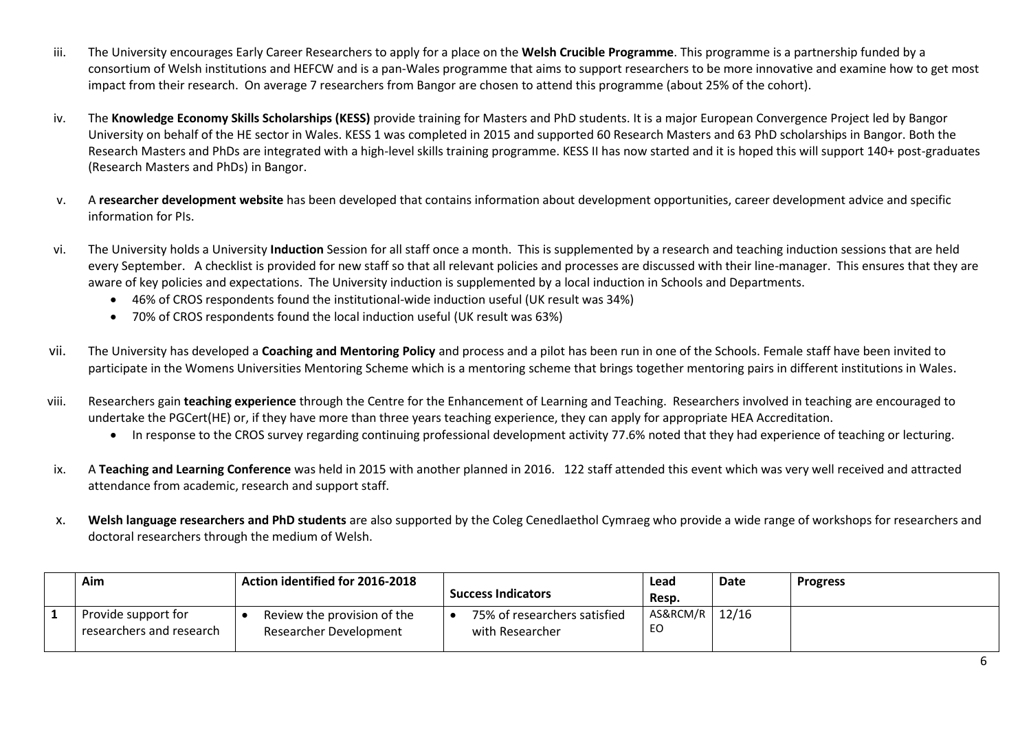iii. The University encourages Early Career Researchers to apply for a place on the **Welsh Crucible Programme**. This programme is a partnership funded by a consortium of Welsh institutions and HEFCW and is a pan-Wales programme that aims to support researchers to be more innovative and examine how to get most impact from their research. On average 7 researchers from Bangor are chosen to attend this programme (about 25% of the cohort).

iv. The **Knowledge Economy Skills Scholarships (KESS)** provide training for Masters and PhD students. It is a major European Convergence Project led by Bangor University on behalf of the HE sector in Wales. KESS 1 was completed in 2015 and supported 60 Research Masters and 63 PhD scholarships in Bangor. Both the Research Masters and PhDs are integrated with a high-level skills training programme. KESS II has now started and it is hoped this will support 140+ post-graduates (Research Masters and PhDs) in Bangor.

v. A **researcher development website** has been developed that contains information about development opportunities, career development advice and specific information for PIs.

vi. The University holds a University **Induction** Session for all staff once a month. This is supplemented by a research and teaching induction sessions that are held every September. A checklist is provided for new staff so that all relevant policies and processes are discussed with their line-manager. This ensures that they are aware of key policies and expectations. The University induction is supplemented by a local induction in Schools and Departments.

- 46% of CROS respondents found the institutional-wide induction useful (UK result was 34%)
- 70% of CROS respondents found the local induction useful (UK result was 63%)

vii. The University has developed a **Coaching and Mentoring Policy** and process and a pilot has been run in one of the Schools. Female staff have been invited to participate in the Womens Universities Mentoring Scheme which is a mentoring scheme that brings together mentoring pairs in different institutions in Wales.

viii. Researchers gain **teaching experience** through the Centre for the Enhancement of Learning and Teaching. Researchers involved in teaching are encouraged to undertake the PGCert(HE) or, if they have more than three years teaching experience, they can apply for appropriate HEA Accreditation.

- In response to the CROS survey regarding continuing professional development activity 77.6% noted that they had experience of teaching or lecturing.

ix. A **Teaching and Learning Conference** was held in 2015 with another planned in 2016. 122 staff attended this event which was very well received and attracted attendance from academic, research and support staff.

x. **Welsh language researchers and PhD students** are also supported by the Coleg Cenedlaethol Cymraeg who provide a wide range of workshops for researchers and doctoral researchers through the medium of Welsh.

| | Aim | Action identified for 2016-2018 | Success Indicators | Lead Resp. | Date | Progress |
|---|---|---|---|---|---|---|
| **1** | Provide support for researchers and research | • Review the provision of the Researcher Development | • 75% of researchers satisfied with Researcher | AS&RCM/REO | 12/16 | |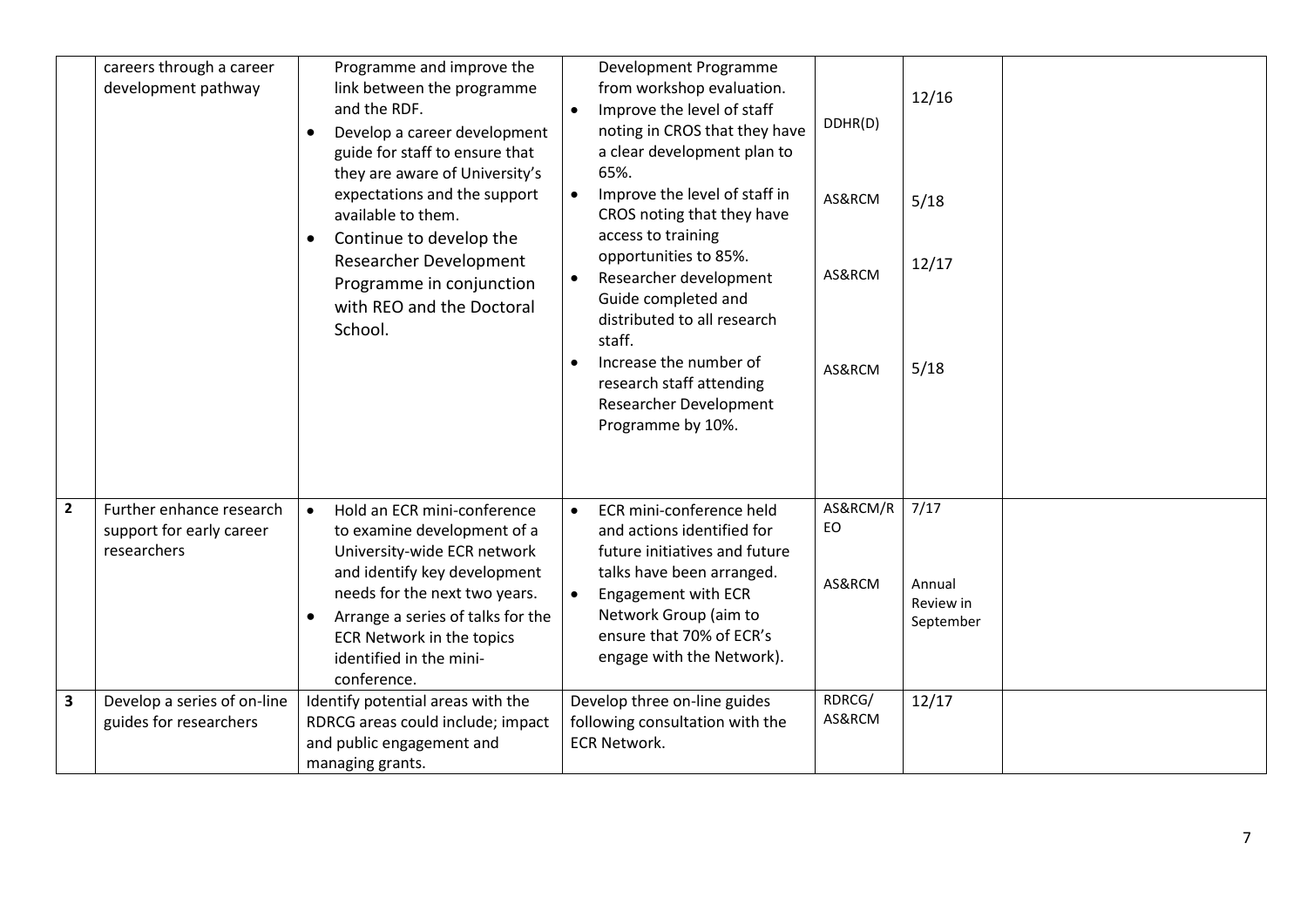| | | | | | | |
|---|---|---|---|---|---|---|
| | careers through a career development pathway | Programme and improve the link between the programme and the RDF.<br>• Develop a career development guide for staff to ensure that they are aware of University's expectations and the support available to them.<br>• Continue to develop the Researcher Development Programme in conjunction with REO and the Doctoral School. | Development Programme from workshop evaluation.<br>• Improve the level of staff noting in CROS that they have a clear development plan to 65%.<br>• Improve the level of staff in CROS noting that they have access to training opportunities to 85%.<br>• Researcher development Guide completed and distributed to all research staff.<br>• Increase the number of research staff attending Researcher Development Programme by 10%. | DDHR(D)<br><br>AS&RCM<br><br>AS&RCM<br><br>AS&RCM | 12/16<br><br>5/18<br><br>12/17<br><br>5/18 | |
| **2** | Further enhance research support for early career researchers | • Hold an ECR mini-conference to examine development of a University-wide ECR network and identify key development needs for the next two years.<br>• Arrange a series of talks for the ECR Network in the topics identified in the mini-conference. | • ECR mini-conference held and actions identified for future initiatives and future talks have been arranged.<br>• Engagement with ECR Network Group (aim to ensure that 70% of ECR's engage with the Network). | AS&RCM/REO<br><br>AS&RCM | 7/17<br><br>Annual Review in September | |
| **3** | Develop a series of on-line guides for researchers | Identify potential areas with the RDRCG areas could include; impact and public engagement and managing grants. | Develop three on-line guides following consultation with the ECR Network. | RDRCG/ AS&RCM | 12/17 | |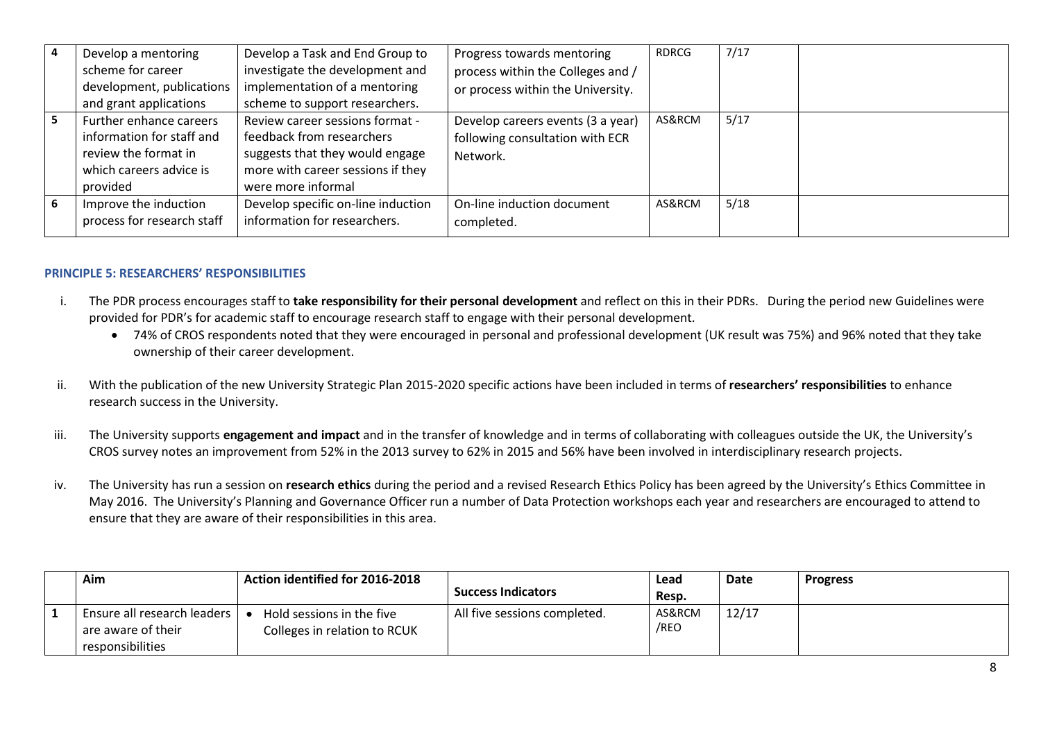| | | | | | | |
|---|---|---|---|---|---|---|
| 4 | Develop a mentoring scheme for career development, publications and grant applications | Develop a Task and End Group to investigate the development and implementation of a mentoring scheme to support researchers. | Progress towards mentoring process within the Colleges and / or process within the University. | RDRCG | 7/17 | |
| 5 | Further enhance careers information for staff and review the format in which careers advice is provided | Review career sessions format - feedback from researchers suggests that they would engage more with career sessions if they were more informal | Develop careers events (3 a year) following consultation with ECR Network. | AS&RCM | 5/17 | |
| 6 | Improve the induction process for research staff | Develop specific on-line induction information for researchers. | On-line induction document completed. | AS&RCM | 5/18 | |

#### PRINCIPLE 5: RESEARCHERS' RESPONSIBILITIES

i. The PDR process encourages staff to **take responsibility for their personal development** and reflect on this in their PDRs. During the period new Guidelines were provided for PDR's for academic staff to encourage research staff to engage with their personal development.
   - 74% of CROS respondents noted that they were encouraged in personal and professional development (UK result was 75%) and 96% noted that they take ownership of their career development.

ii. With the publication of the new University Strategic Plan 2015-2020 specific actions have been included in terms of **researchers' responsibilities** to enhance research success in the University.

iii. The University supports **engagement and impact** and in the transfer of knowledge and in terms of collaborating with colleagues outside the UK, the University's CROS survey notes an improvement from 52% in the 2013 survey to 62% in 2015 and 56% have been involved in interdisciplinary research projects.

iv. The University has run a session on **research ethics** during the period and a revised Research Ethics Policy has been agreed by the University's Ethics Committee in May 2016. The University's Planning and Governance Officer run a number of Data Protection workshops each year and researchers are encouraged to attend to ensure that they are aware of their responsibilities in this area.

| | Aim | Action identified for 2016-2018 | Success Indicators | Lead Resp. | Date | Progress |
|---|---|---|---|---|---|---|
| 1 | Ensure all research leaders are aware of their responsibilities | • Hold sessions in the five Colleges in relation to RCUK | All five sessions completed. | AS&RCM /REO | 12/17 | |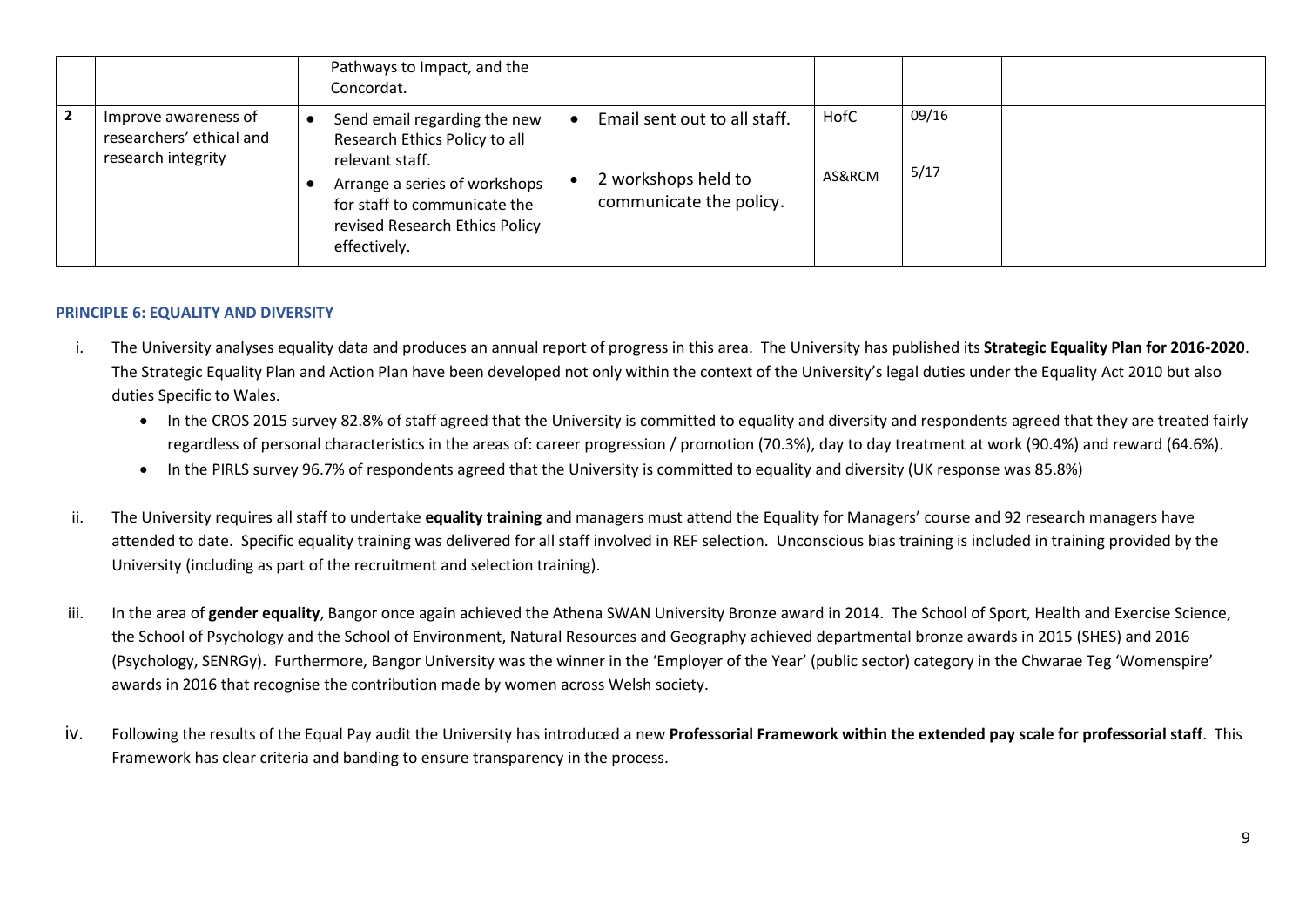| | | | | | | |
|---|---|---|---|---|---|---|
| | | Pathways to Impact, and the Concordat. | | | | |
| **2** | Improve awareness of researchers' ethical and research integrity | • Send email regarding the new Research Ethics Policy to all relevant staff.<br>• Arrange a series of workshops for staff to communicate the revised Research Ethics Policy effectively. | • Email sent out to all staff.<br>• 2 workshops held to communicate the policy. | HofC<br>AS&RCM | 09/16<br>5/17 | |

**PRINCIPLE 6: EQUALITY AND DIVERSITY**

i. The University analyses equality data and produces an annual report of progress in this area. The University has published its **Strategic Equality Plan for 2016-2020**. The Strategic Equality Plan and Action Plan have been developed not only within the context of the University's legal duties under the Equality Act 2010 but also duties Specific to Wales.
   - In the CROS 2015 survey 82.8% of staff agreed that the University is committed to equality and diversity and respondents agreed that they are treated fairly regardless of personal characteristics in the areas of: career progression / promotion (70.3%), day to day treatment at work (90.4%) and reward (64.6%).
   - In the PIRLS survey 96.7% of respondents agreed that the University is committed to equality and diversity (UK response was 85.8%)

ii. The University requires all staff to undertake **equality training** and managers must attend the Equality for Managers' course and 92 research managers have attended to date. Specific equality training was delivered for all staff involved in REF selection. Unconscious bias training is included in training provided by the University (including as part of the recruitment and selection training).

iii. In the area of **gender equality**, Bangor once again achieved the Athena SWAN University Bronze award in 2014. The School of Sport, Health and Exercise Science, the School of Psychology and the School of Environment, Natural Resources and Geography achieved departmental bronze awards in 2015 (SHES) and 2016 (Psychology, SENRGy). Furthermore, Bangor University was the winner in the 'Employer of the Year' (public sector) category in the Chwarae Teg 'Womenspire' awards in 2016 that recognise the contribution made by women across Welsh society.

iv. Following the results of the Equal Pay audit the University has introduced a new **Professorial Framework within the extended pay scale for professorial staff**. This Framework has clear criteria and banding to ensure transparency in the process.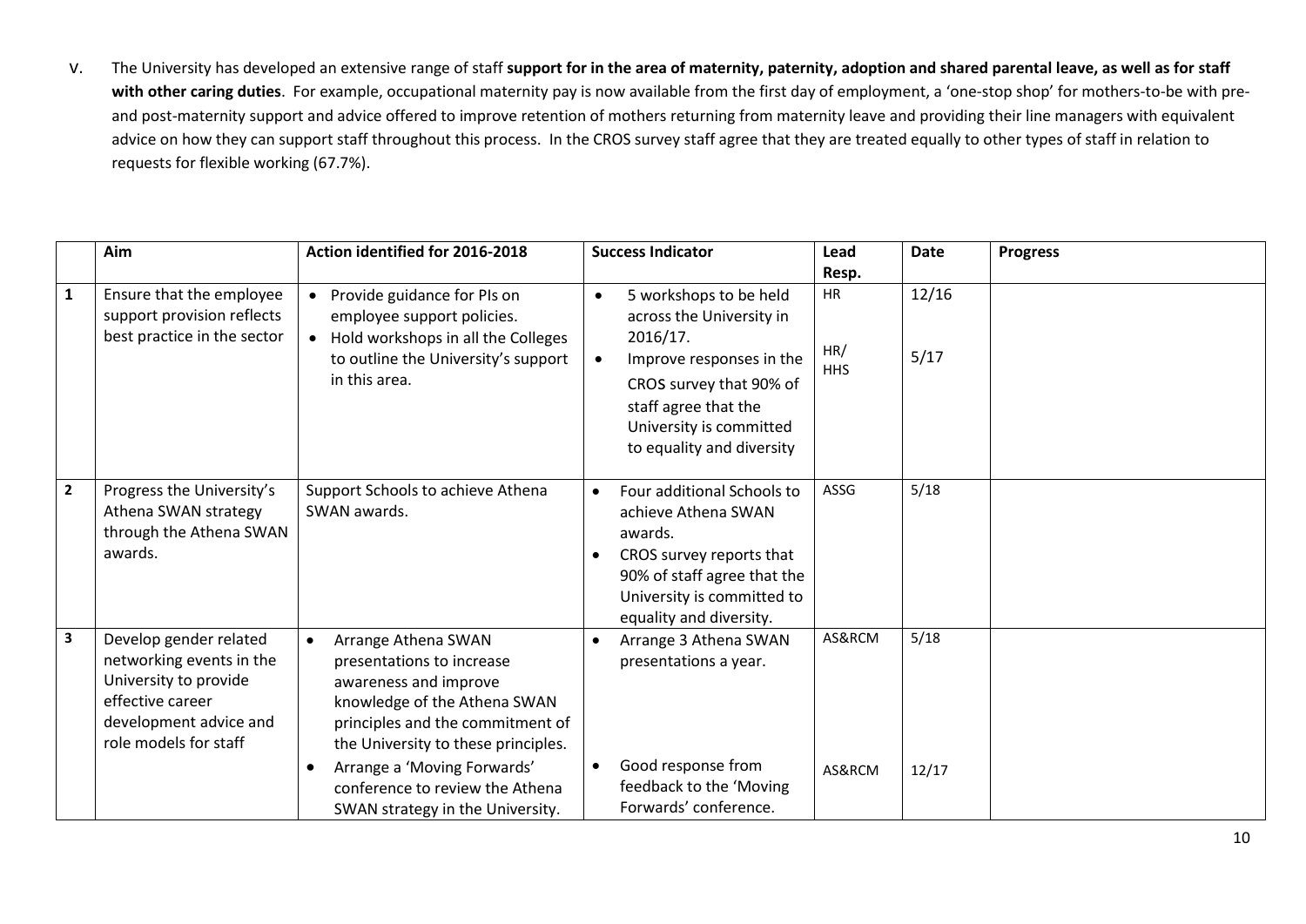v. The University has developed an extensive range of staff **support for in the area of maternity, paternity, adoption and shared parental leave, as well as for staff with other caring duties**. For example, occupational maternity pay is now available from the first day of employment, a 'one-stop shop' for mothers-to-be with pre- and post-maternity support and advice offered to improve retention of mothers returning from maternity leave and providing their line managers with equivalent advice on how they can support staff throughout this process. In the CROS survey staff agree that they are treated equally to other types of staff in relation to requests for flexible working (67.7%).

| | Aim | Action identified for 2016-2018 | Success Indicator | Lead Resp. | Date | Progress |
|---|---|---|---|---|---|---|
| **1** | Ensure that the employee support provision reflects best practice in the sector | • Provide guidance for PIs on employee support policies.<br>• Hold workshops in all the Colleges to outline the University's support in this area. | • 5 workshops to be held across the University in 2016/17.<br>• Improve responses in the CROS survey that 90% of staff agree that the University is committed to equality and diversity | HR<br><br>HR/ HHS | 12/16<br><br>5/17 | |
| **2** | Progress the University's Athena SWAN strategy through the Athena SWAN awards. | Support Schools to achieve Athena SWAN awards. | • Four additional Schools to achieve Athena SWAN awards.<br>• CROS survey reports that 90% of staff agree that the University is committed to equality and diversity. | ASSG | 5/18 | |
| **3** | Develop gender related networking events in the University to provide effective career development advice and role models for staff | • Arrange Athena SWAN presentations to increase awareness and improve knowledge of the Athena SWAN principles and the commitment of the University to these principles.<br>• Arrange a 'Moving Forwards' conference to review the Athena SWAN strategy in the University. | • Arrange 3 Athena SWAN presentations a year.<br>• Good response from feedback to the 'Moving Forwards' conference. | AS&RCM<br><br>AS&RCM | 5/18<br><br>12/17 | |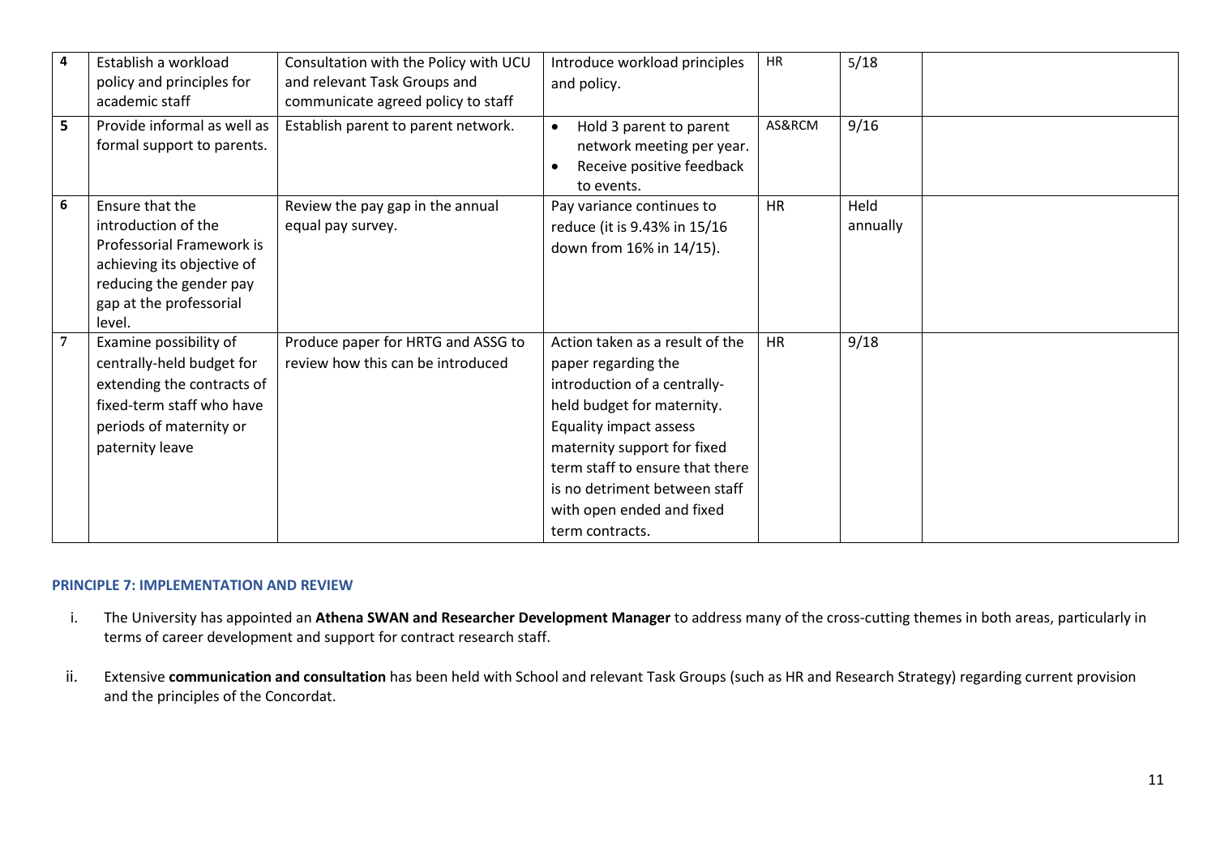| 4 | Establish a workload policy and principles for academic staff | Consultation with the Policy with UCU and relevant Task Groups and communicate agreed policy to staff | Introduce workload principles and policy. | HR | 5/18 | |
|---|---|---|---|---|---|---|
| 5 | Provide informal as well as formal support to parents. | Establish parent to parent network. | • Hold 3 parent to parent network meeting per year.<br>• Receive positive feedback to events. | AS&RCM | 9/16 | |
| 6 | Ensure that the introduction of the Professorial Framework is achieving its objective of reducing the gender pay gap at the professorial level. | Review the pay gap in the annual equal pay survey. | Pay variance continues to reduce (it is 9.43% in 15/16 down from 16% in 14/15). | HR | Held annually | |
| 7 | Examine possibility of centrally-held budget for extending the contracts of fixed-term staff who have periods of maternity or paternity leave | Produce paper for HRTG and ASSG to review how this can be introduced | Action taken as a result of the paper regarding the introduction of a centrally-held budget for maternity. Equality impact assess maternity support for fixed term staff to ensure that there is no detriment between staff with open ended and fixed term contracts. | HR | 9/18 | |

**PRINCIPLE 7: IMPLEMENTATION AND REVIEW**

i. The University has appointed an **Athena SWAN and Researcher Development Manager** to address many of the cross-cutting themes in both areas, particularly in terms of career development and support for contract research staff.

ii. Extensive **communication and consultation** has been held with School and relevant Task Groups (such as HR and Research Strategy) regarding current provision and the principles of the Concordat.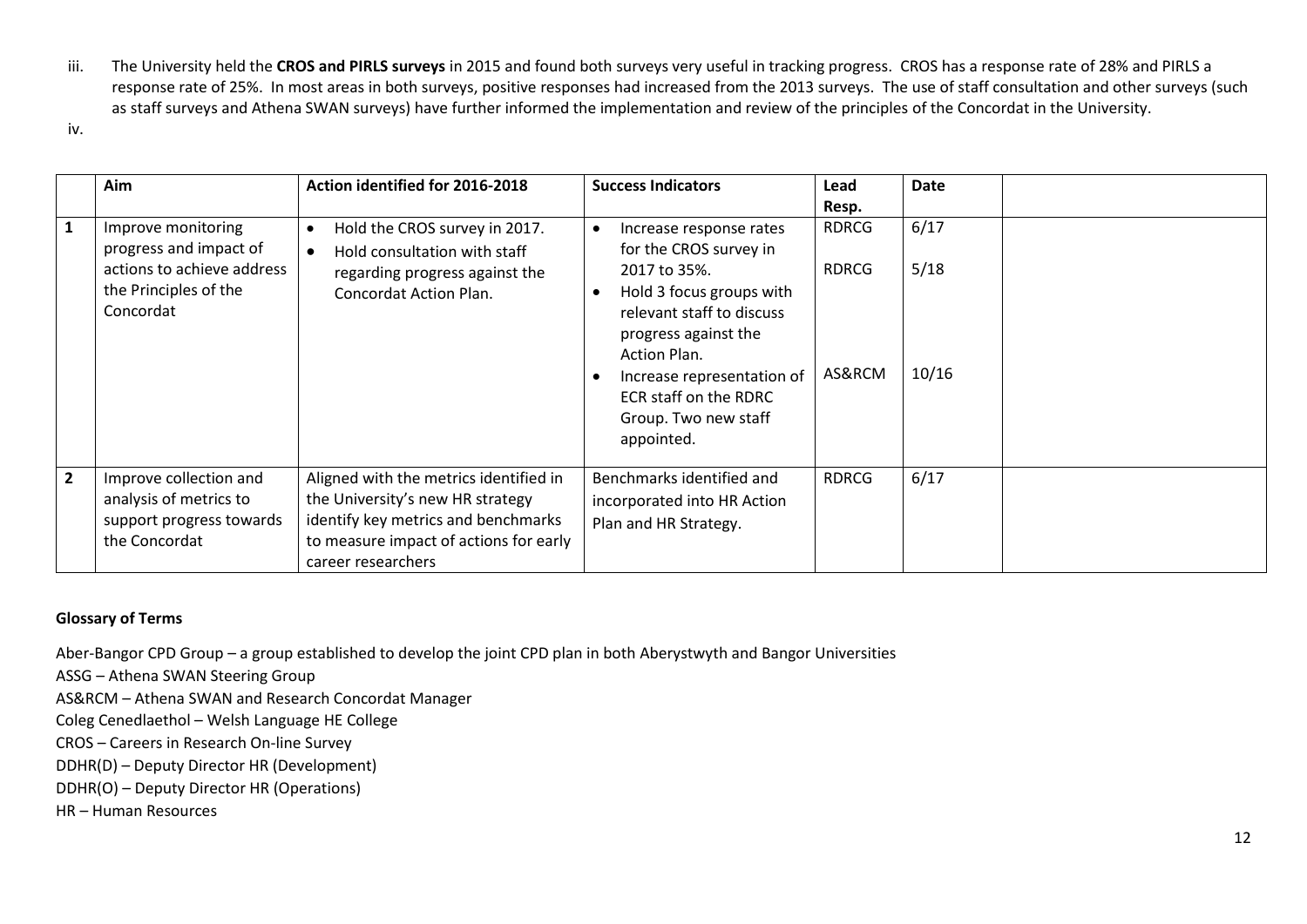iii. The University held the **CROS and PIRLS surveys** in 2015 and found both surveys very useful in tracking progress. CROS has a response rate of 28% and PIRLS a response rate of 25%. In most areas in both surveys, positive responses had increased from the 2013 surveys. The use of staff consultation and other surveys (such as staff surveys and Athena SWAN surveys) have further informed the implementation and review of the principles of the Concordat in the University.

iv.

| | Aim | Action identified for 2016-2018 | Success Indicators | Lead Resp. | Date | |
|---|---|---|---|---|---|---|
| 1 | Improve monitoring progress and impact of actions to achieve address the Principles of the Concordat | • Hold the CROS survey in 2017.<br>• Hold consultation with staff regarding progress against the Concordat Action Plan. | • Increase response rates for the CROS survey in 2017 to 35%.<br>• Hold 3 focus groups with relevant staff to discuss progress against the Action Plan.<br>• Increase representation of ECR staff on the RDRC Group. Two new staff appointed. | RDRCG<br><br>RDRCG<br><br>AS&RCM | 6/17<br><br>5/18<br><br>10/16 | |
| 2 | Improve collection and analysis of metrics to support progress towards the Concordat | Aligned with the metrics identified in the University's new HR strategy identify key metrics and benchmarks to measure impact of actions for early career researchers | Benchmarks identified and incorporated into HR Action Plan and HR Strategy. | RDRCG | 6/17 | |

**Glossary of Terms**

Aber-Bangor CPD Group – a group established to develop the joint CPD plan in both Aberystwyth and Bangor Universities
ASSG – Athena SWAN Steering Group
AS&RCM – Athena SWAN and Research Concordat Manager
Coleg Cenedlaethol – Welsh Language HE College
CROS – Careers in Research On-line Survey
DDHR(D) – Deputy Director HR (Development)
DDHR(O) – Deputy Director HR (Operations)
HR – Human Resources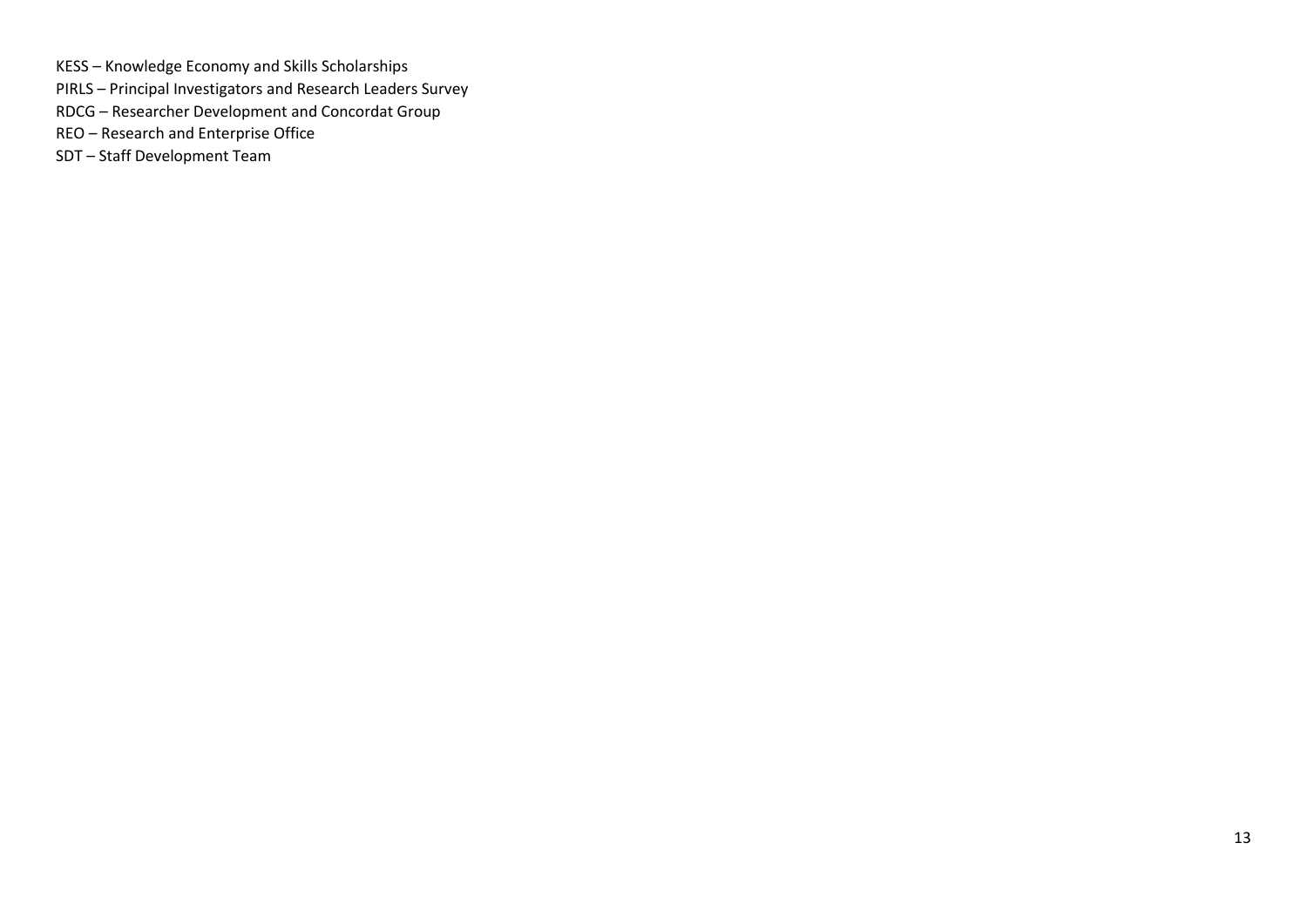KESS – Knowledge Economy and Skills Scholarships
PIRLS – Principal Investigators and Research Leaders Survey
RDCG – Researcher Development and Concordat Group
REO – Research and Enterprise Office
SDT – Staff Development Team